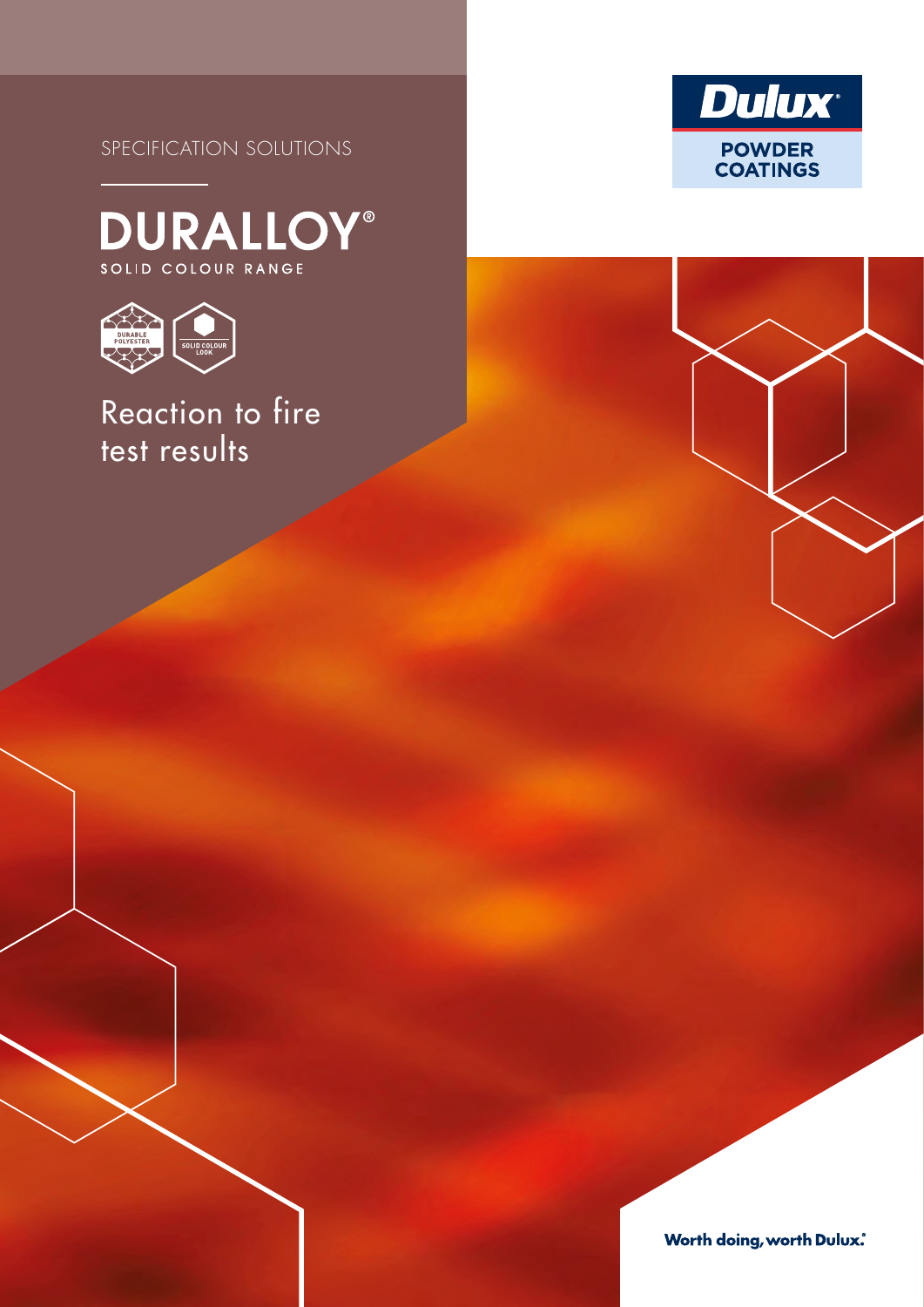SPECIFICATION SOLUTIONS

# DURALLOY®

SOLID COLOUR RANGE

DURABLE POLYESTER

SOLID COLOUR LOOK

## Reaction to fire test results

Dulux® POWDER COATINGS

Worth doing, worth Dulux.®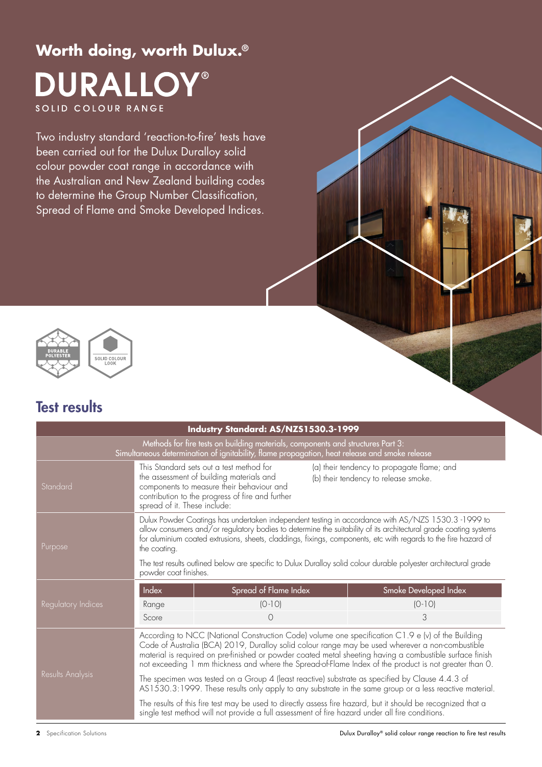**Worth doing, worth Dulux.®**

# DURALLOY®

SOLID COLOUR RANGE

Two industry standard 'reaction-to-fire' tests have been carried out for the Dulux Duralloy solid colour powder coat range in accordance with the Australian and New Zealand building codes to determine the Group Number Classification, Spread of Flame and Smoke Developed Indices.

DURABLE POLYESTER

SOLID COLOUR LOOK

## Test results

| Industry Standard: AS/NZS1530.3-1999 | |
|---|---|
| Methods for fire tests on building materials, components and structures Part 3: Simultaneous determination of ignitability, flame propagation, heat release and smoke release | |
| Standard | This Standard sets out a test method for the assessment of building materials and components to measure their behaviour and contribution to the progress of fire and further spread of it. These include: (a) their tendency to propagate flame; and (b) their tendency to release smoke. |
| Purpose | Dulux Powder Coatings has undertaken independent testing in accordance with AS/NZS 1530.3 -1999 to allow consumers and/or regulatory bodies to determine the suitability of its architectural grade coating systems for aluminium coated extrusions, sheets, claddings, fixings, components, etc with regards to the fire hazard of the coating. The test results outlined below are specific to Dulux Duralloy solid colour durable polyester architectural grade powder coat finishes. |
| Regulatory Indices | Index: Spread of Flame Index / Smoke Developed Index; Range: (0-10) / (0-10); Score: 0 / 3 |
| Results Analysis | According to NCC (National Construction Code) volume one specification C1.9 e (v) of the Building Code of Australia (BCA) 2019, Duralloy solid colour range may be used wherever a non-combustible material is required on pre-finished or powder coated metal sheeting having a combustible surface finish not exceeding 1 mm thickness and where the Spread-of-Flame Index of the product is not greater than 0. The specimen was tested on a Group 4 (least reactive) substrate as specified by Clause 4.4.3 of AS1530.3:1999. These results only apply to any substrate in the same group or a less reactive material. The results of this fire test may be used to directly assess fire hazard, but it should be recognized that a single test method will not provide a full assessment of fire hazard under all fire conditions. |

**Regulatory Indices**

| Index | Spread of Flame Index | Smoke Developed Index |
|---|---|---|
| Range | (0-10) | (0-10) |
| Score | 0 | 3 |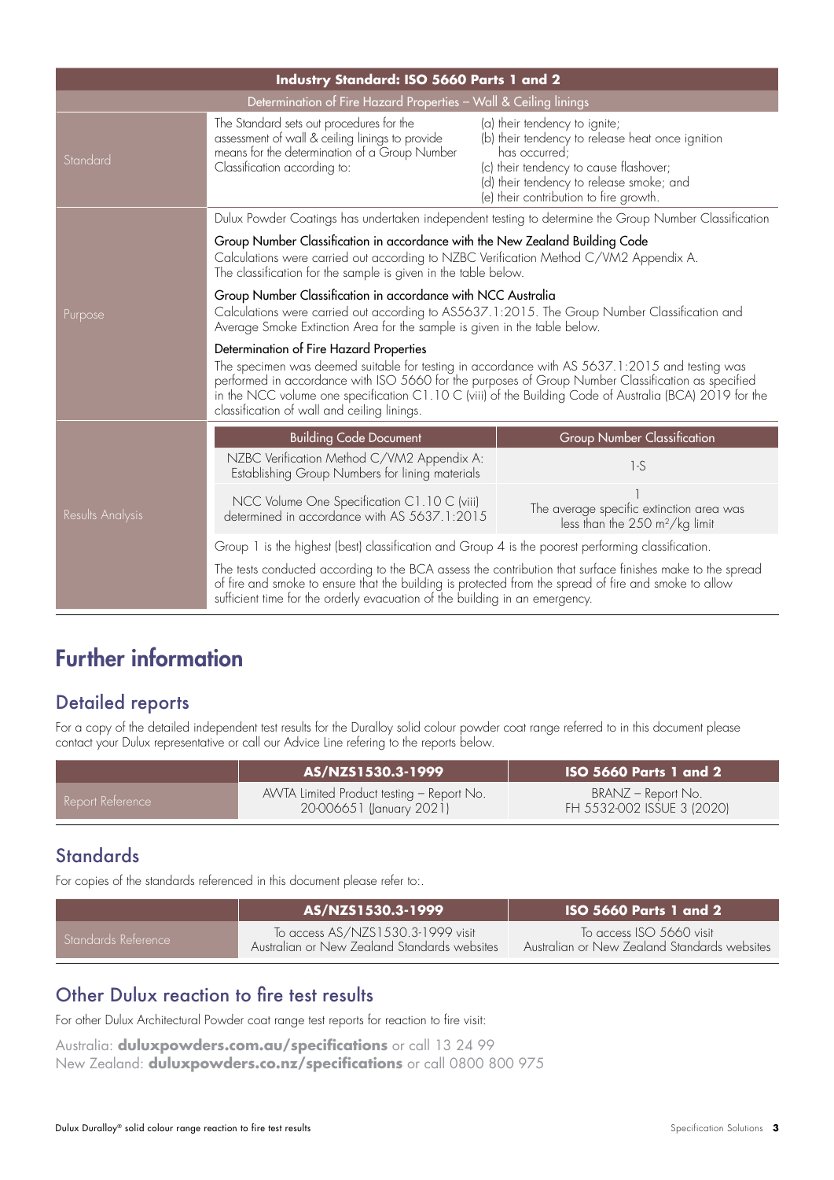| Industry Standard: ISO 5660 Parts 1 and 2 | |
|---|---|
| Determination of Fire Hazard Properties – Wall & Ceiling linings | |
| Standard | The Standard sets out procedures for the assessment of wall & ceiling linings to provide means for the determination of a Group Number Classification according to: (a) their tendency to ignite; (b) their tendency to release heat once ignition has occurred; (c) their tendency to cause flashover; (d) their tendency to release smoke; and (e) their contribution to fire growth. |
| Purpose | Dulux Powder Coatings has undertaken independent testing to determine the Group Number Classification<br><br>Group Number Classification in accordance with the New Zealand Building Code<br>Calculations were carried out according to NZBC Verification Method C/VM2 Appendix A. The classification for the sample is given in the table below.<br><br>Group Number Classification in accordance with NCC Australia<br>Calculations were carried out according to AS5637.1:2015. The Group Number Classification and Average Smoke Extinction Area for the sample is given in the table below.<br><br>Determination of Fire Hazard Properties<br>The specimen was deemed suitable for testing in accordance with AS 5637.1:2015 and testing was performed in accordance with ISO 5660 for the purposes of Group Number Classification as specified in the NCC volume one specification C1.10 C (viii) of the Building Code of Australia (BCA) 2019 for the classification of wall and ceiling linings. |
| Results Analysis | See results table below. Group 1 is the highest (best) classification and Group 4 is the poorest performing classification.<br><br>The tests conducted according to the BCA assess the contribution that surface finishes make to the spread of fire and smoke to ensure that the building is protected from the spread of fire and smoke to allow sufficient time for the orderly evacuation of the building in an emergency. |

| Building Code Document | Group Number Classification |
|---|---|
| NZBC Verification Method C/VM2 Appendix A: Establishing Group Numbers for lining materials | 1-S |
| NCC Volume One Specification C1.10 C (viii) determined in accordance with AS 5637.1:2015 | 1<br>The average specific extinction area was less than the 250 $m^2$/kg limit |

# Further information

## Detailed reports

For a copy of the detailed independent test results for the Duralloy solid colour powder coat range referred to in this document please contact your Dulux representative or call our Advice Line refering to the reports below.

| | AS/NZS1530.3-1999 | ISO 5660 Parts 1 and 2 |
|---|---|---|
| Report Reference | AWTA Limited Product testing – Report No. 20-006651 (January 2021) | BRANZ – Report No. FH 5532-002 ISSUE 3 (2020) |

## Standards

For copies of the standards referenced in this document please refer to:.

| | AS/NZS1530.3-1999 | ISO 5660 Parts 1 and 2 |
|---|---|---|
| Standards Reference | To access AS/NZS1530.3-1999 visit Australian or New Zealand Standards websites | To access ISO 5660 visit Australian or New Zealand Standards websites |

## Other Dulux reaction to fire test results

For other Dulux Architectural Powder coat range test reports for reaction to fire visit:

Australia: **duluxpowders.com.au/specifications** or call 13 24 99
New Zealand: **duluxpowders.co.nz/specifications** or call 0800 800 975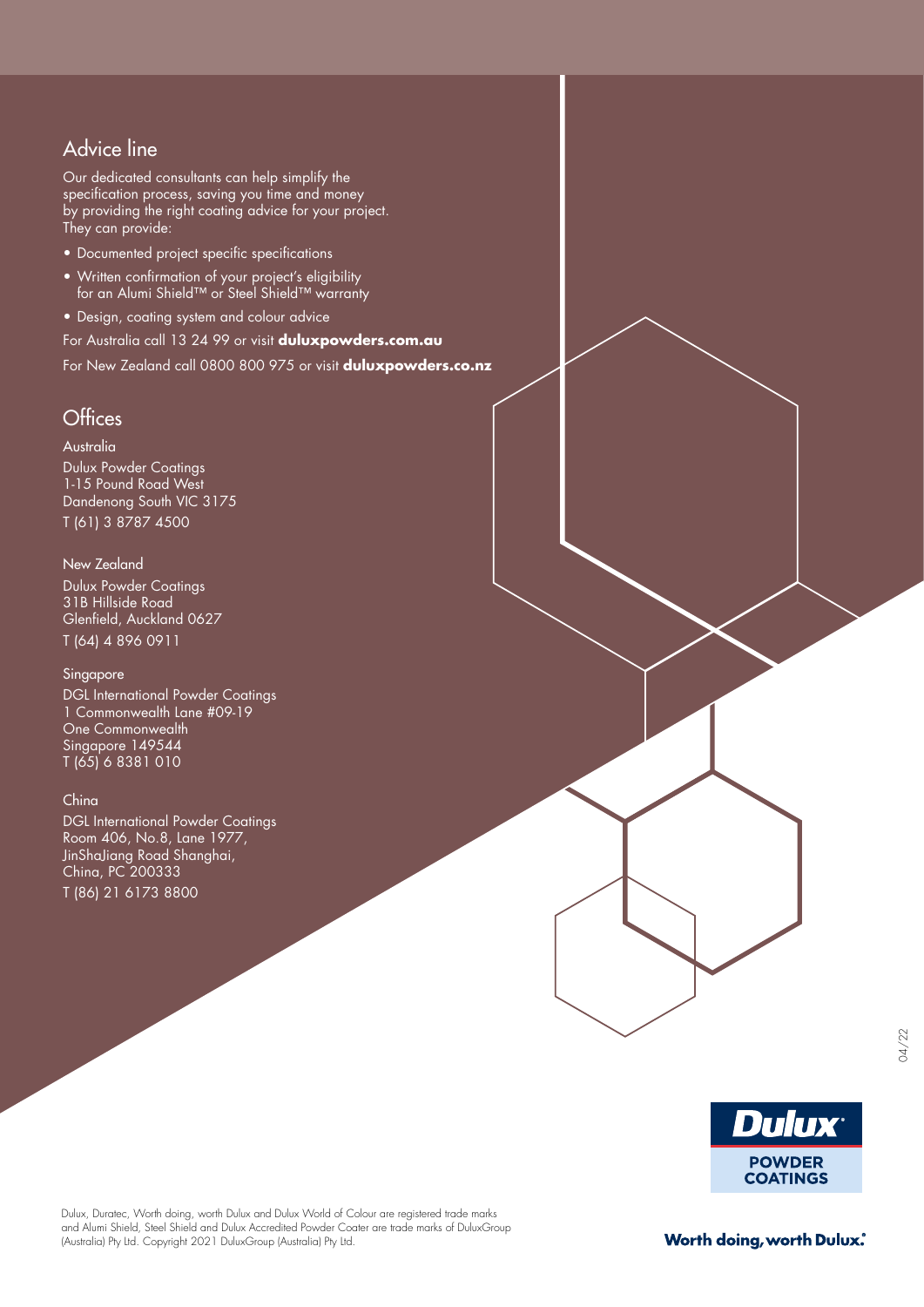## Advice line

Our dedicated consultants can help simplify the specification process, saving you time and money by providing the right coating advice for your project. They can provide:

- Documented project specific specifications
- Written confirmation of your project's eligibility for an Alumi Shield™ or Steel Shield™ warranty
- Design, coating system and colour advice

For Australia call 13 24 99 or visit **duluxpowders.com.au**

For New Zealand call 0800 800 975 or visit **duluxpowders.co.nz**

## Offices

Australia

Dulux Powder Coatings
1-15 Pound Road West
Dandenong South VIC 3175
T (61) 3 8787 4500

New Zealand

Dulux Powder Coatings
31B Hillside Road
Glenfield, Auckland 0627
T (64) 4 896 0911

Singapore

DGL International Powder Coatings
1 Commonwealth Lane #09-19
One Commonwealth
Singapore 149544
T (65) 6 8381 010

China

DGL International Powder Coatings
Room 406, No.8, Lane 1977,
JinShaJiang Road Shanghai,
China, PC 200333
T (86) 21 6173 8800

04/22

Dulux
POWDER COATINGS

Dulux, Duratec, Worth doing, worth Dulux and Dulux World of Colour are registered trade marks and Alumi Shield, Steel Shield and Dulux Accredited Powder Coater are trade marks of DuluxGroup (Australia) Pty Ltd. Copyright 2021 DuluxGroup (Australia) Pty Ltd.

Worth doing, worth Dulux.